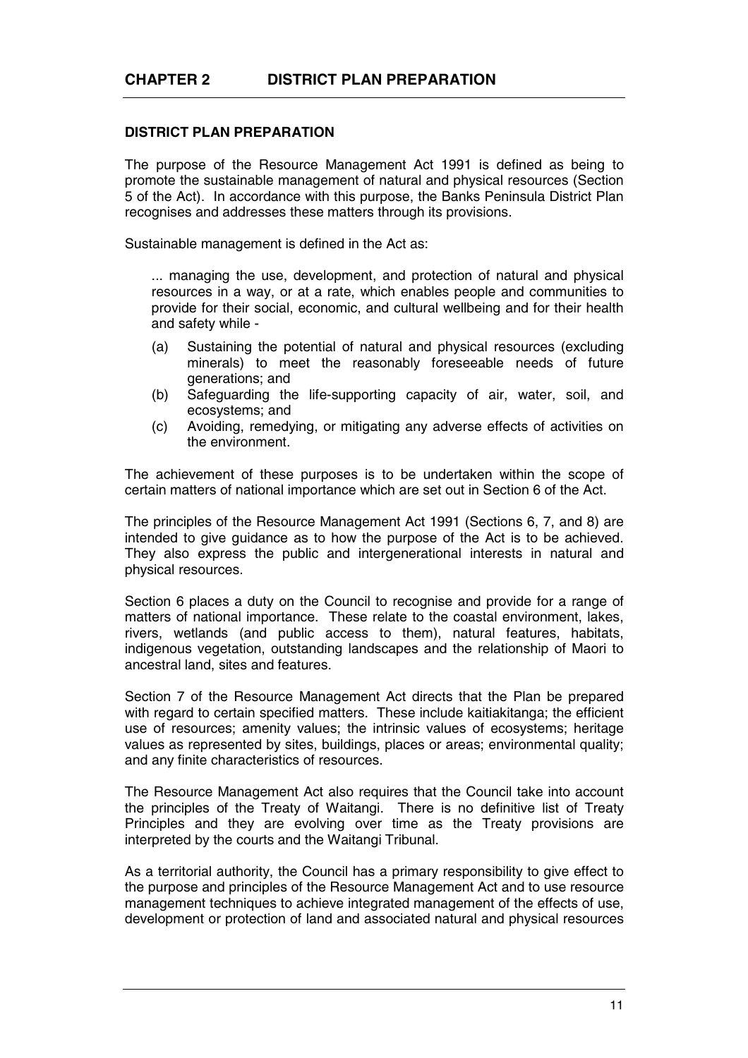# CHAPTER 2 DISTRICT PLAN PREPARATION

## DISTRICT PLAN PREPARATION

The purpose of the Resource Management Act 1991 is defined as being to promote the sustainable management of natural and physical resources (Section 5 of the Act). In accordance with this purpose, the Banks Peninsula District Plan recognises and addresses these matters through its provisions.

Sustainable management is defined in the Act as:

> ... managing the use, development, and protection of natural and physical resources in a way, or at a rate, which enables people and communities to provide for their social, economic, and cultural wellbeing and for their health and safety while -
>
> (a) Sustaining the potential of natural and physical resources (excluding minerals) to meet the reasonably foreseeable needs of future generations; and
> (b) Safeguarding the life-supporting capacity of air, water, soil, and ecosystems; and
> (c) Avoiding, remedying, or mitigating any adverse effects of activities on the environment.

The achievement of these purposes is to be undertaken within the scope of certain matters of national importance which are set out in Section 6 of the Act.

The principles of the Resource Management Act 1991 (Sections 6, 7, and 8) are intended to give guidance as to how the purpose of the Act is to be achieved. They also express the public and intergenerational interests in natural and physical resources.

Section 6 places a duty on the Council to recognise and provide for a range of matters of national importance. These relate to the coastal environment, lakes, rivers, wetlands (and public access to them), natural features, habitats, indigenous vegetation, outstanding landscapes and the relationship of Maori to ancestral land, sites and features.

Section 7 of the Resource Management Act directs that the Plan be prepared with regard to certain specified matters. These include kaitiakitanga; the efficient use of resources; amenity values; the intrinsic values of ecosystems; heritage values as represented by sites, buildings, places or areas; environmental quality; and any finite characteristics of resources.

The Resource Management Act also requires that the Council take into account the principles of the Treaty of Waitangi. There is no definitive list of Treaty Principles and they are evolving over time as the Treaty provisions are interpreted by the courts and the Waitangi Tribunal.

As a territorial authority, the Council has a primary responsibility to give effect to the purpose and principles of the Resource Management Act and to use resource management techniques to achieve integrated management of the effects of use, development or protection of land and associated natural and physical resources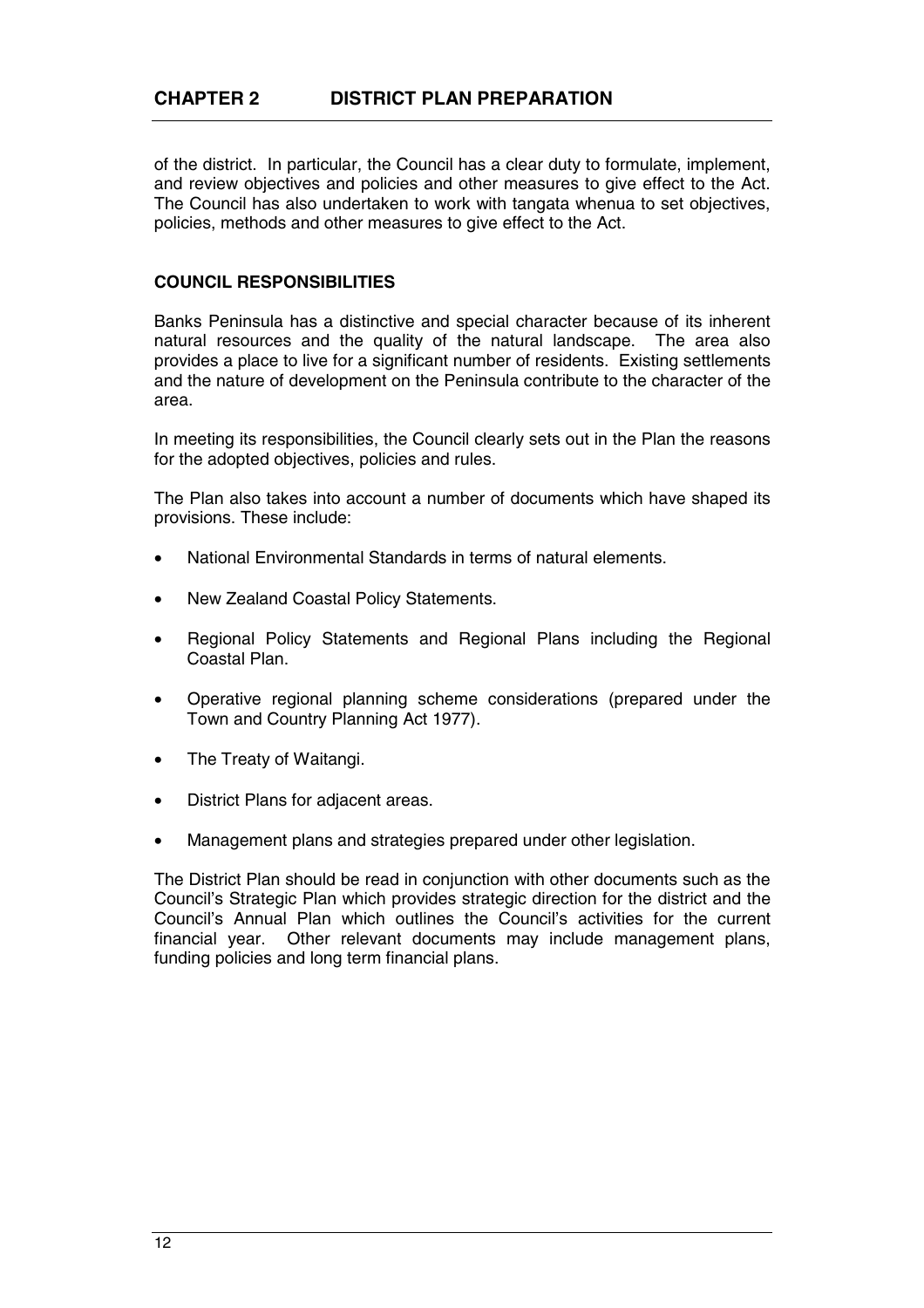of the district. In particular, the Council has a clear duty to formulate, implement, and review objectives and policies and other measures to give effect to the Act. The Council has also undertaken to work with tangata whenua to set objectives, policies, methods and other measures to give effect to the Act.

## COUNCIL RESPONSIBILITIES

Banks Peninsula has a distinctive and special character because of its inherent natural resources and the quality of the natural landscape. The area also provides a place to live for a significant number of residents. Existing settlements and the nature of development on the Peninsula contribute to the character of the area.

In meeting its responsibilities, the Council clearly sets out in the Plan the reasons for the adopted objectives, policies and rules.

The Plan also takes into account a number of documents which have shaped its provisions. These include:

- National Environmental Standards in terms of natural elements.
- New Zealand Coastal Policy Statements.
- Regional Policy Statements and Regional Plans including the Regional Coastal Plan.
- Operative regional planning scheme considerations (prepared under the Town and Country Planning Act 1977).
- The Treaty of Waitangi.
- District Plans for adjacent areas.
- Management plans and strategies prepared under other legislation.

The District Plan should be read in conjunction with other documents such as the Council's Strategic Plan which provides strategic direction for the district and the Council's Annual Plan which outlines the Council's activities for the current financial year. Other relevant documents may include management plans, funding policies and long term financial plans.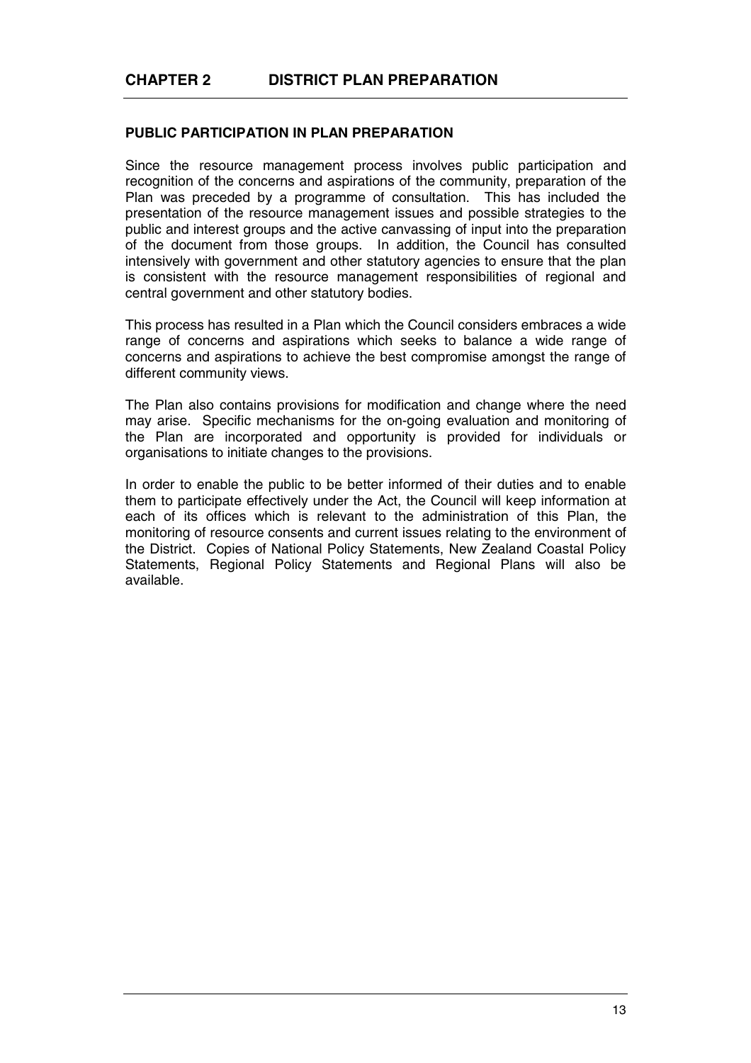# CHAPTER 2 DISTRICT PLAN PREPARATION

## PUBLIC PARTICIPATION IN PLAN PREPARATION

Since the resource management process involves public participation and recognition of the concerns and aspirations of the community, preparation of the Plan was preceded by a programme of consultation. This has included the presentation of the resource management issues and possible strategies to the public and interest groups and the active canvassing of input into the preparation of the document from those groups. In addition, the Council has consulted intensively with government and other statutory agencies to ensure that the plan is consistent with the resource management responsibilities of regional and central government and other statutory bodies.

This process has resulted in a Plan which the Council considers embraces a wide range of concerns and aspirations which seeks to balance a wide range of concerns and aspirations to achieve the best compromise amongst the range of different community views.

The Plan also contains provisions for modification and change where the need may arise. Specific mechanisms for the on-going evaluation and monitoring of the Plan are incorporated and opportunity is provided for individuals or organisations to initiate changes to the provisions.

In order to enable the public to be better informed of their duties and to enable them to participate effectively under the Act, the Council will keep information at each of its offices which is relevant to the administration of this Plan, the monitoring of resource consents and current issues relating to the environment of the District. Copies of National Policy Statements, New Zealand Coastal Policy Statements, Regional Policy Statements and Regional Plans will also be available.